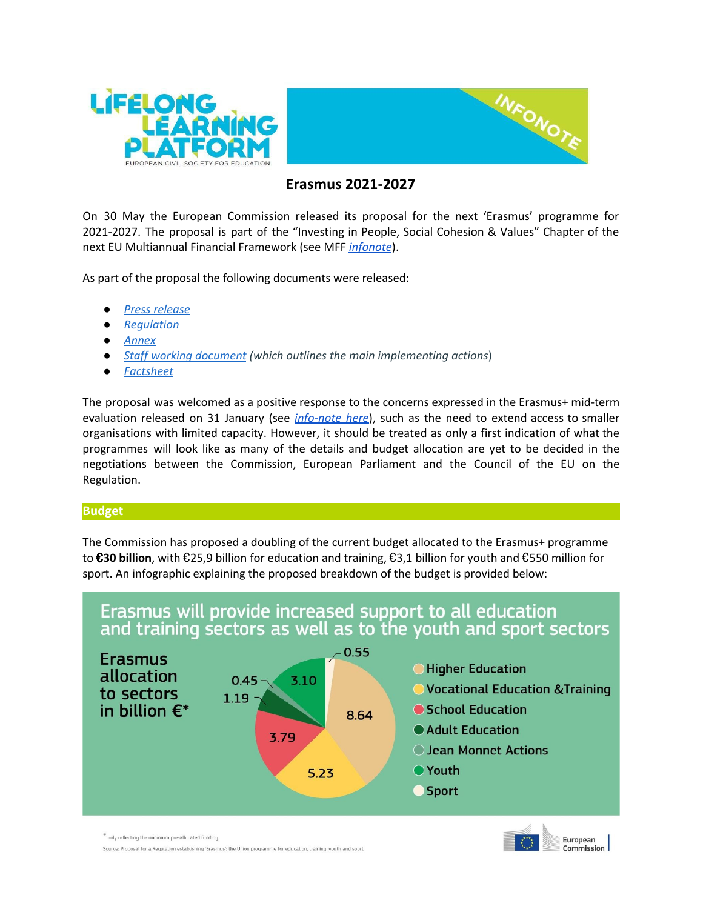# Erasmus 2021-2027

On 30 May the European Commission released its proposal for the next 'Erasmus' programme for 2021-2027. The proposal is part of the "Investing in People, Social Cohesion & Values" Chapter of the next EU Multiannual Financial Framework (see MFF *infonote*).

As part of the proposal the following documents were released:

- *Press release*
- *Regulation*
- *Annex*
- *Staff working document* (*which outlines the main implementing actions*)
- *Factsheet*

The proposal was welcomed as a positive response to the concerns expressed in the Erasmus+ mid-term evaluation released on 31 January (see *info-note here*), such as the need to extend access to smaller organisations with limited capacity. However, it should be treated as only a first indication of what the programmes will look like as many of the details and budget allocation are yet to be decided in the negotiations between the Commission, European Parliament and the Council of the EU on the Regulation.

## Budget

The Commission has proposed a doubling of the current budget allocated to the Erasmus+ programme to **€30 billion**, with €25,9 billion for education and training, €3,1 billion for youth and €550 million for sport. An infographic explaining the proposed breakdown of the budget is provided below:

**Erasmus will provide increased support to all education and training sectors as well as to the youth and sport sectors**

Erasmus allocation to sectors in billion €*

| Sector | Allocation (billion €) |
|---|---|
| Higher Education | 8.64 |
| Vocational Education &Training | 5.23 |
| School Education | 3.79 |
| Adult Education | 1.19 |
| Jean Monnet Actions | 0.45 |
| Youth | 3.10 |
| Sport | 0.55 |

\* only reflecting the minimum pre-allocated funding

Source: Proposal for a Regulation establishing 'Erasmus': the Union programme for education, training, youth and sport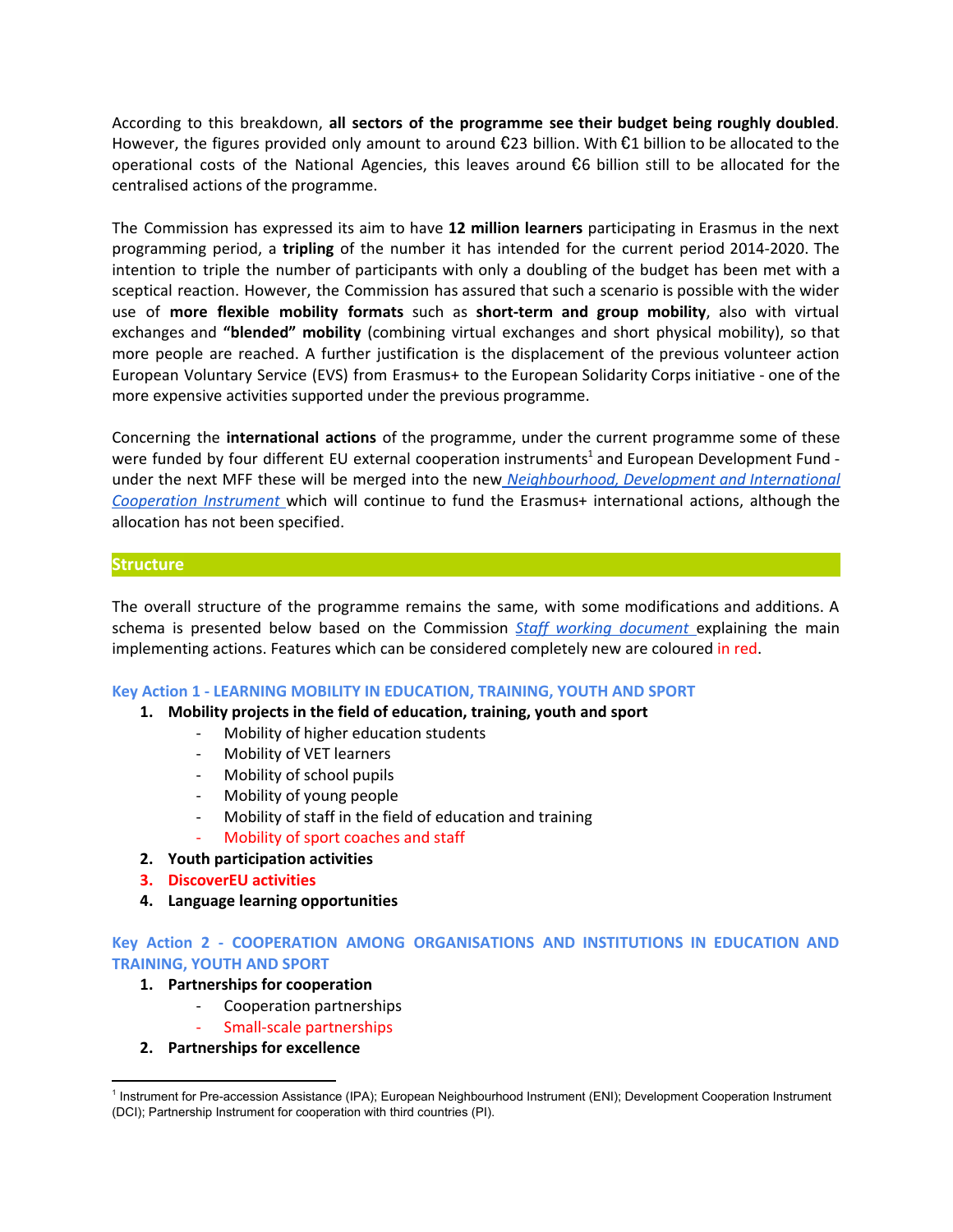According to this breakdown, **all sectors of the programme see their budget being roughly doubled**. However, the figures provided only amount to around €23 billion. With €1 billion to be allocated to the operational costs of the National Agencies, this leaves around €6 billion still to be allocated for the centralised actions of the programme.

The Commission has expressed its aim to have **12 million learners** participating in Erasmus in the next programming period, a **tripling** of the number it has intended for the current period 2014-2020. The intention to triple the number of participants with only a doubling of the budget has been met with a sceptical reaction. However, the Commission has assured that such a scenario is possible with the wider use of **more flexible mobility formats** such as **short-term and group mobility**, also with virtual exchanges and **"blended" mobility** (combining virtual exchanges and short physical mobility), so that more people are reached. A further justification is the displacement of the previous volunteer action European Voluntary Service (EVS) from Erasmus+ to the European Solidarity Corps initiative - one of the more expensive activities supported under the previous programme.

Concerning the **international actions** of the programme, under the current programme some of these were funded by four different EU external cooperation instruments[1] and European Development Fund - under the next MFF these will be merged into the new *Neighbourhood, Development and International Cooperation Instrument* which will continue to fund the Erasmus+ international actions, although the allocation has not been specified.

## Structure

The overall structure of the programme remains the same, with some modifications and additions. A schema is presented below based on the Commission *Staff working document* explaining the main implementing actions. Features which can be considered completely new are coloured in red.

### Key Action 1 - LEARNING MOBILITY IN EDUCATION, TRAINING, YOUTH AND SPORT

1. **Mobility projects in the field of education, training, youth and sport**
   - Mobility of higher education students
   - Mobility of VET learners
   - Mobility of school pupils
   - Mobility of young people
   - Mobility of staff in the field of education and training
   - Mobility of sport coaches and staff
2. **Youth participation activities**
3. **DiscoverEU activities**
4. **Language learning opportunities**

### Key Action 2 - COOPERATION AMONG ORGANISATIONS AND INSTITUTIONS IN EDUCATION AND TRAINING, YOUTH AND SPORT

1. **Partnerships for cooperation**
   - Cooperation partnerships
   - Small-scale partnerships
2. **Partnerships for excellence**

---

[1] Instrument for Pre-accession Assistance (IPA); European Neighbourhood Instrument (ENI); Development Cooperation Instrument (DCI); Partnership Instrument for cooperation with third countries (PI).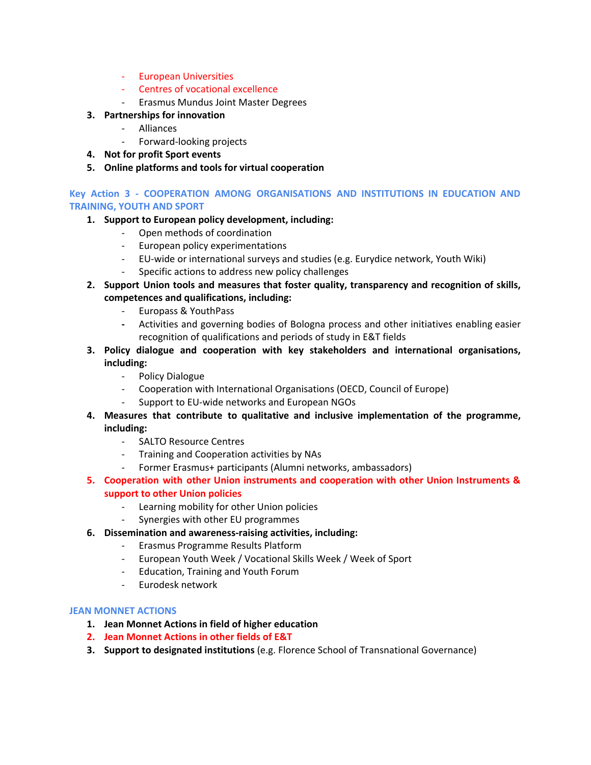- European Universities
   - Centres of vocational excellence
   - Erasmus Mundus Joint Master Degrees

3. **Partnerships for innovation**
   - Alliances
   - Forward-looking projects
4. **Not for profit Sport events**
5. **Online platforms and tools for virtual cooperation**

### Key Action 3 - COOPERATION AMONG ORGANISATIONS AND INSTITUTIONS IN EDUCATION AND TRAINING, YOUTH AND SPORT

1. **Support to European policy development, including:**
   - Open methods of coordination
   - European policy experimentations
   - EU-wide or international surveys and studies (e.g. Eurydice network, Youth Wiki)
   - Specific actions to address new policy challenges
2. **Support Union tools and measures that foster quality, transparency and recognition of skills, competences and qualifications, including:**
   - Europass & YouthPass
   - Activities and governing bodies of Bologna process and other initiatives enabling easier recognition of qualifications and periods of study in E&T fields
3. **Policy dialogue and cooperation with key stakeholders and international organisations, including:**
   - Policy Dialogue
   - Cooperation with International Organisations (OECD, Council of Europe)
   - Support to EU-wide networks and European NGOs
4. **Measures that contribute to qualitative and inclusive implementation of the programme, including:**
   - SALTO Resource Centres
   - Training and Cooperation activities by NAs
   - Former Erasmus+ participants (Alumni networks, ambassadors)
5. **Cooperation with other Union instruments and cooperation with other Union Instruments & support to other Union policies**
   - Learning mobility for other Union policies
   - Synergies with other EU programmes
6. **Dissemination and awareness-raising activities, including:**
   - Erasmus Programme Results Platform
   - European Youth Week / Vocational Skills Week / Week of Sport
   - Education, Training and Youth Forum
   - Eurodesk network

### JEAN MONNET ACTIONS

1. **Jean Monnet Actions in field of higher education**
2. **Jean Monnet Actions in other fields of E&T**
3. **Support to designated institutions** (e.g. Florence School of Transnational Governance)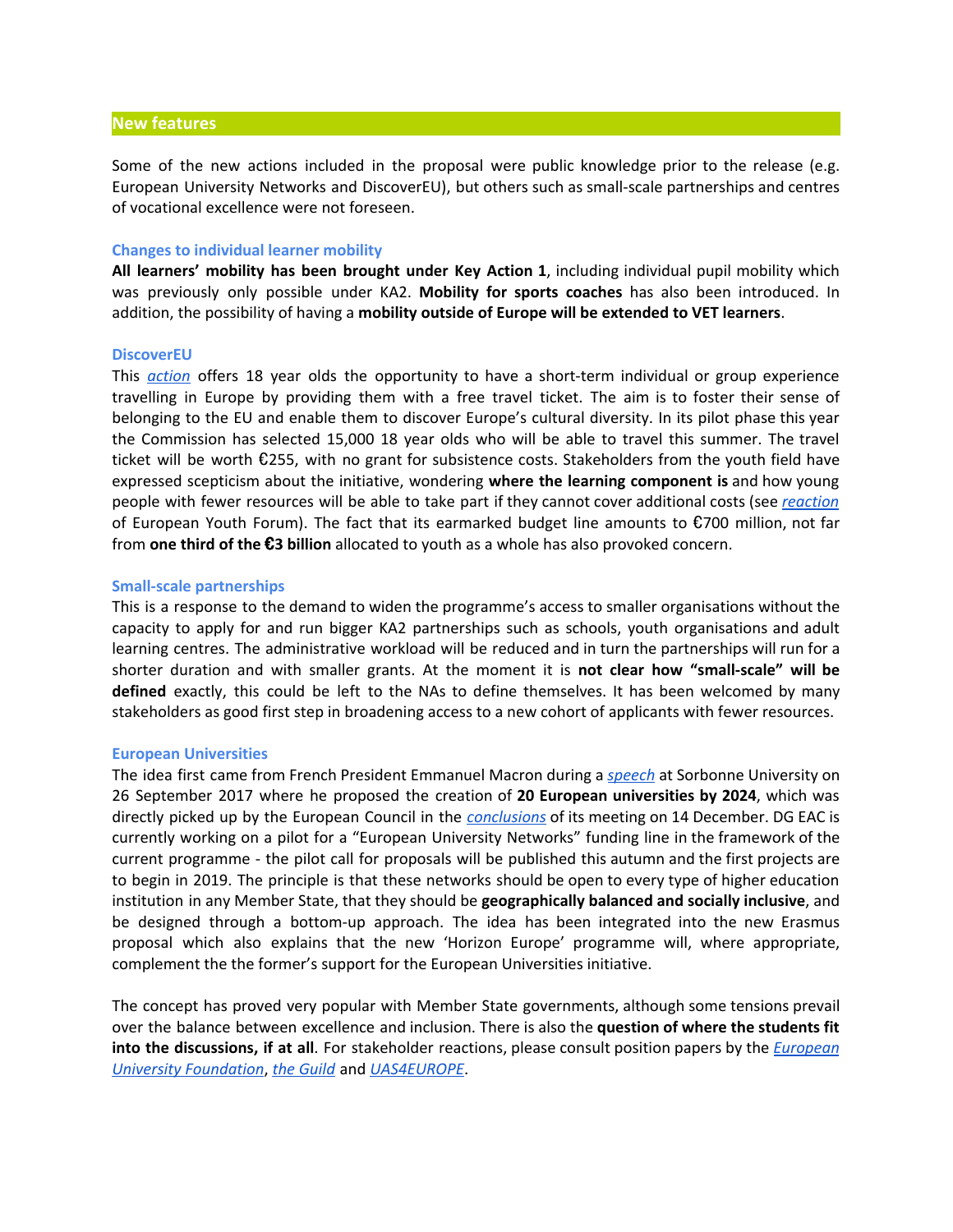## New features

Some of the new actions included in the proposal were public knowledge prior to the release (e.g. European University Networks and DiscoverEU), but others such as small-scale partnerships and centres of vocational excellence were not foreseen.

### Changes to individual learner mobility

**All learners' mobility has been brought under Key Action 1**, including individual pupil mobility which was previously only possible under KA2. **Mobility for sports coaches** has also been introduced. In addition, the possibility of having a **mobility outside of Europe will be extended to VET learners**.

### DiscoverEU

This *action* offers 18 year olds the opportunity to have a short-term individual or group experience travelling in Europe by providing them with a free travel ticket. The aim is to foster their sense of belonging to the EU and enable them to discover Europe's cultural diversity. In its pilot phase this year the Commission has selected 15,000 18 year olds who will be able to travel this summer. The travel ticket will be worth €255, with no grant for subsistence costs. Stakeholders from the youth field have expressed scepticism about the initiative, wondering **where the learning component is** and how young people with fewer resources will be able to take part if they cannot cover additional costs (see *reaction* of European Youth Forum). The fact that its earmarked budget line amounts to €700 million, not far from **one third of the €3 billion** allocated to youth as a whole has also provoked concern.

### Small-scale partnerships

This is a response to the demand to widen the programme's access to smaller organisations without the capacity to apply for and run bigger KA2 partnerships such as schools, youth organisations and adult learning centres. The administrative workload will be reduced and in turn the partnerships will run for a shorter duration and with smaller grants. At the moment it is **not clear how "small-scale" will be defined** exactly, this could be left to the NAs to define themselves. It has been welcomed by many stakeholders as good first step in broadening access to a new cohort of applicants with fewer resources.

### European Universities

The idea first came from French President Emmanuel Macron during a *speech* at Sorbonne University on 26 September 2017 where he proposed the creation of **20 European universities by 2024**, which was directly picked up by the European Council in the *conclusions* of its meeting on 14 December. DG EAC is currently working on a pilot for a "European University Networks" funding line in the framework of the current programme - the pilot call for proposals will be published this autumn and the first projects are to begin in 2019. The principle is that these networks should be open to every type of higher education institution in any Member State, that they should be **geographically balanced and socially inclusive**, and be designed through a bottom-up approach. The idea has been integrated into the new Erasmus proposal which also explains that the new 'Horizon Europe' programme will, where appropriate, complement the the former's support for the European Universities initiative.

The concept has proved very popular with Member State governments, although some tensions prevail over the balance between excellence and inclusion. There is also the **question of where the students fit into the discussions, if at all**. For stakeholder reactions, please consult position papers by the *European University Foundation*, *the Guild* and *UAS4EUROPE*.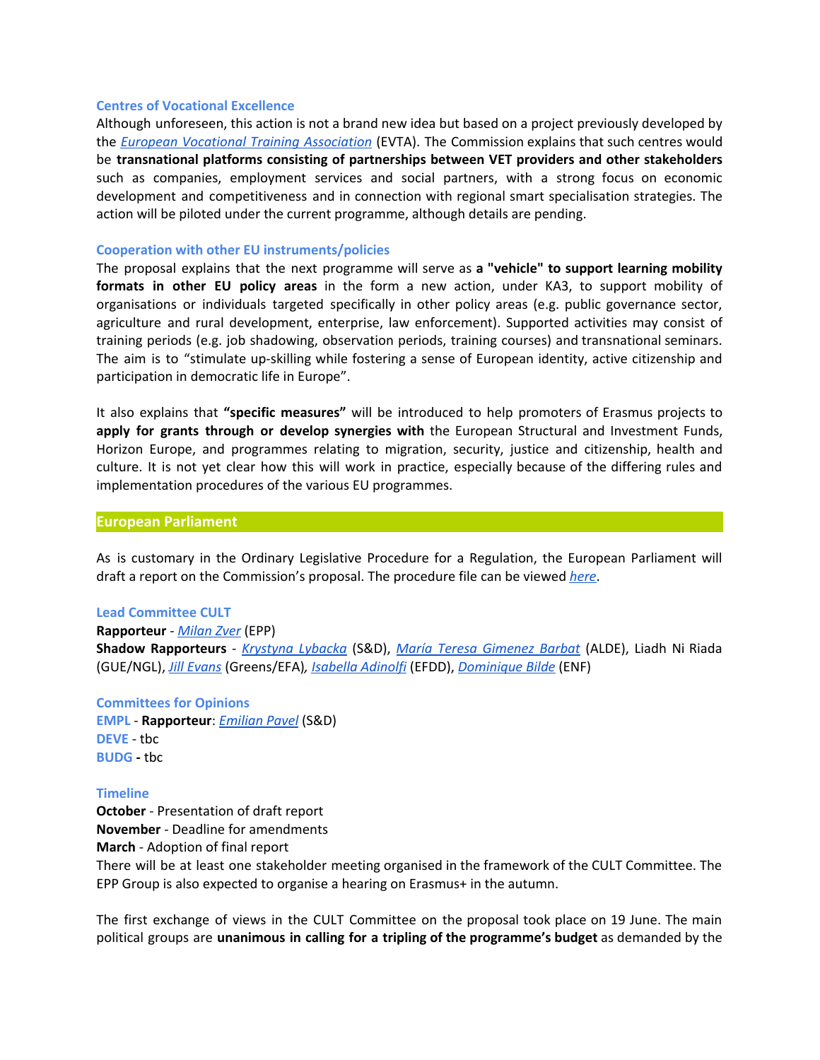### Centres of Vocational Excellence

Although unforeseen, this action is not a brand new idea but based on a project previously developed by the *European Vocational Training Association* (EVTA). The Commission explains that such centres would be **transnational platforms consisting of partnerships between VET providers and other stakeholders** such as companies, employment services and social partners, with a strong focus on economic development and competitiveness and in connection with regional smart specialisation strategies. The action will be piloted under the current programme, although details are pending.

### Cooperation with other EU instruments/policies

The proposal explains that the next programme will serve as **a "vehicle" to support learning mobility formats in other EU policy areas** in the form a new action, under KA3, to support mobility of organisations or individuals targeted specifically in other policy areas (e.g. public governance sector, agriculture and rural development, enterprise, law enforcement). Supported activities may consist of training periods (e.g. job shadowing, observation periods, training courses) and transnational seminars. The aim is to "stimulate up-skilling while fostering a sense of European identity, active citizenship and participation in democratic life in Europe".

It also explains that **"specific measures"** will be introduced to help promoters of Erasmus projects to **apply for grants through or develop synergies with** the European Structural and Investment Funds, Horizon Europe, and programmes relating to migration, security, justice and citizenship, health and culture. It is not yet clear how this will work in practice, especially because of the differing rules and implementation procedures of the various EU programmes.

## European Parliament

As is customary in the Ordinary Legislative Procedure for a Regulation, the European Parliament will draft a report on the Commission's proposal. The procedure file can be viewed *here*.

### Lead Committee CULT

**Rapporteur** - *Milan Zver* (EPP)
**Shadow Rapporteurs** - *Krystyna Lybacka* (S&D), *María Teresa Gimenez Barbat* (ALDE), Liadh Ni Riada (GUE/NGL), *Jill Evans* (Greens/EFA), *Isabella Adinolfi* (EFDD), *Dominique Bilde* (ENF)

### Committees for Opinions

**EMPL** - **Rapporteur**: *Emilian Pavel* (S&D)
**DEVE** - tbc
**BUDG** - tbc

### Timeline

**October** - Presentation of draft report
**November** - Deadline for amendments
**March** - Adoption of final report
There will be at least one stakeholder meeting organised in the framework of the CULT Committee. The EPP Group is also expected to organise a hearing on Erasmus+ in the autumn.

The first exchange of views in the CULT Committee on the proposal took place on 19 June. The main political groups are **unanimous in calling for a tripling of the programme's budget** as demanded by the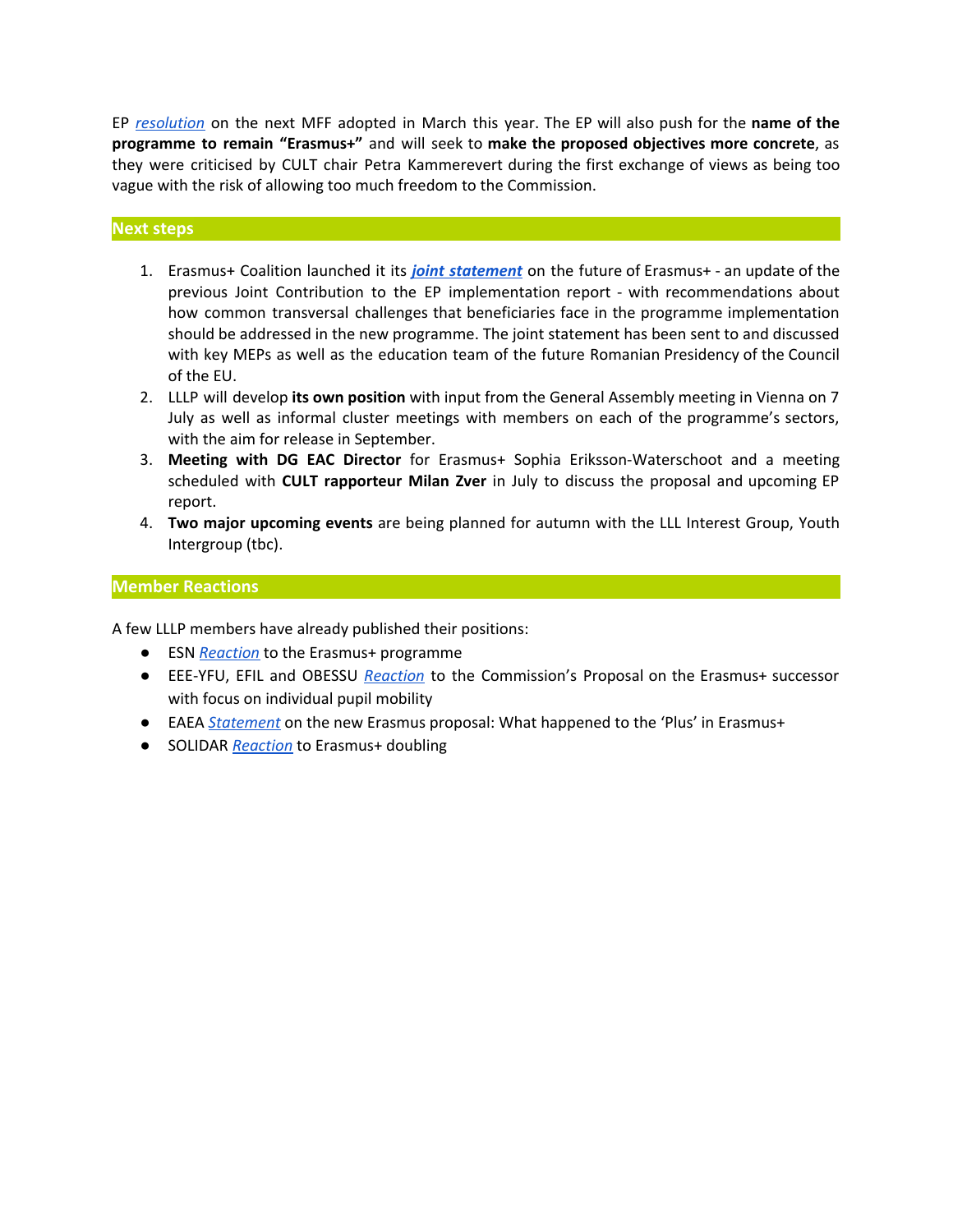EP *resolution* on the next MFF adopted in March this year. The EP will also push for the **name of the programme to remain "Erasmus+"** and will seek to **make the proposed objectives more concrete**, as they were criticised by CULT chair Petra Kammerevert during the first exchange of views as being too vague with the risk of allowing too much freedom to the Commission.

## Next steps

1. Erasmus+ Coalition launched it its ***joint statement*** on the future of Erasmus+ - an update of the previous Joint Contribution to the EP implementation report - with recommendations about how common transversal challenges that beneficiaries face in the programme implementation should be addressed in the new programme. The joint statement has been sent to and discussed with key MEPs as well as the education team of the future Romanian Presidency of the Council of the EU.
2. LLLP will develop **its own position** with input from the General Assembly meeting in Vienna on 7 July as well as informal cluster meetings with members on each of the programme's sectors, with the aim for release in September.
3. **Meeting with DG EAC Director** for Erasmus+ Sophia Eriksson-Waterschoot and a meeting scheduled with **CULT rapporteur Milan Zver** in July to discuss the proposal and upcoming EP report.
4. **Two major upcoming events** are being planned for autumn with the LLL Interest Group, Youth Intergroup (tbc).

## Member Reactions

A few LLLP members have already published their positions:

- ESN *Reaction* to the Erasmus+ programme
- EEE-YFU, EFIL and OBESSU *Reaction* to the Commission's Proposal on the Erasmus+ successor with focus on individual pupil mobility
- EAEA *Statement* on the new Erasmus proposal: What happened to the 'Plus' in Erasmus+
- SOLIDAR *Reaction* to Erasmus+ doubling